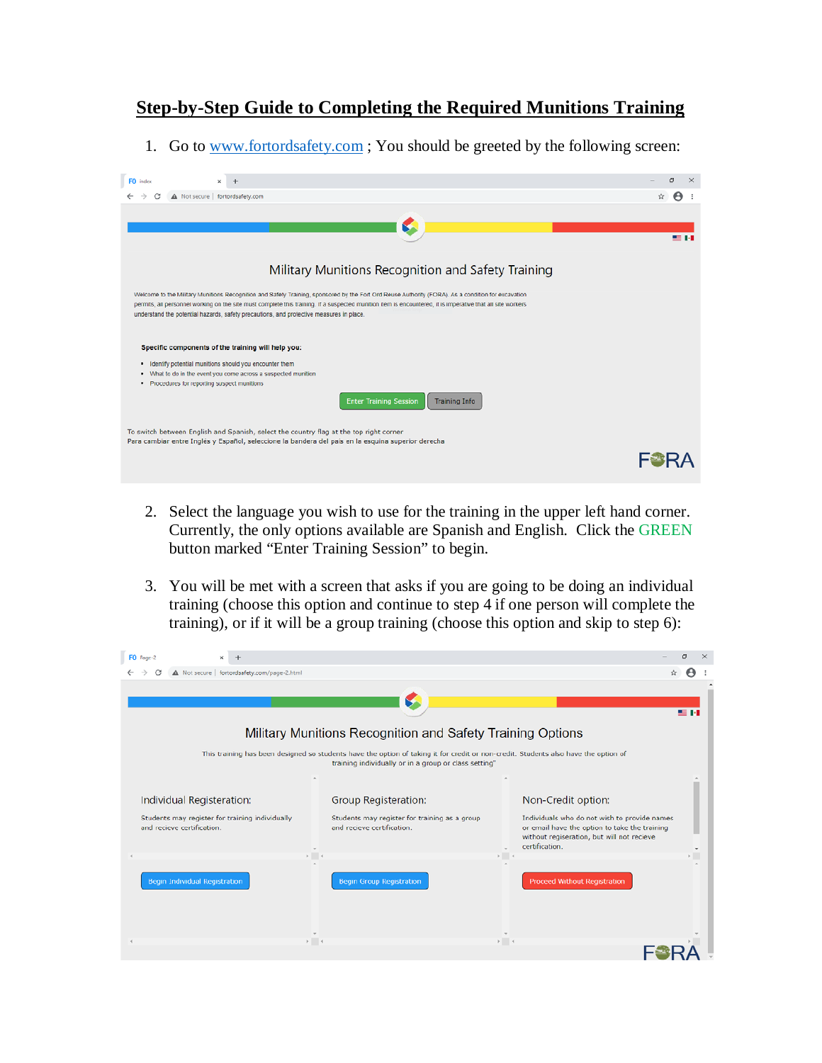# Step-by-Step Guide to Completing the Required Munitions Training

1. Go to [www.fortordsafety.com](http://www.fortordsafety.com) ; You should be greeted by the following screen:

2. Select the language you wish to use for the training in the upper left hand corner. Currently, the only options available are Spanish and English. Click the GREEN button marked "Enter Training Session" to begin.

3. You will be met with a screen that asks if you are going to be doing an individual training (choose this option and continue to step 4 if one person will complete the training), or if it will be a group training (choose this option and skip to step 6):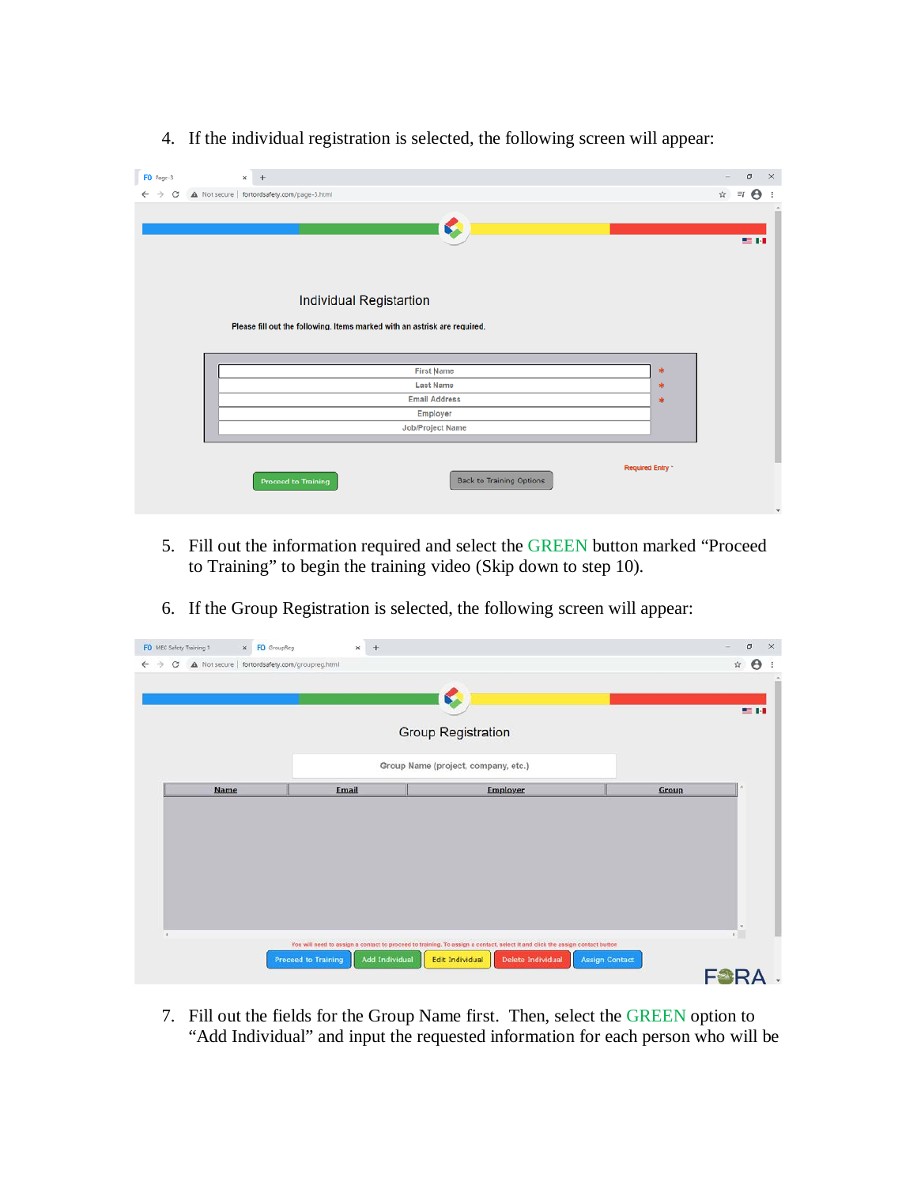4. If the individual registration is selected, the following screen will appear:

5. Fill out the information required and select the GREEN button marked "Proceed to Training" to begin the training video (Skip down to step 10).

6. If the Group Registration is selected, the following screen will appear:

7. Fill out the fields for the Group Name first. Then, select the GREEN option to "Add Individual" and input the requested information for each person who will be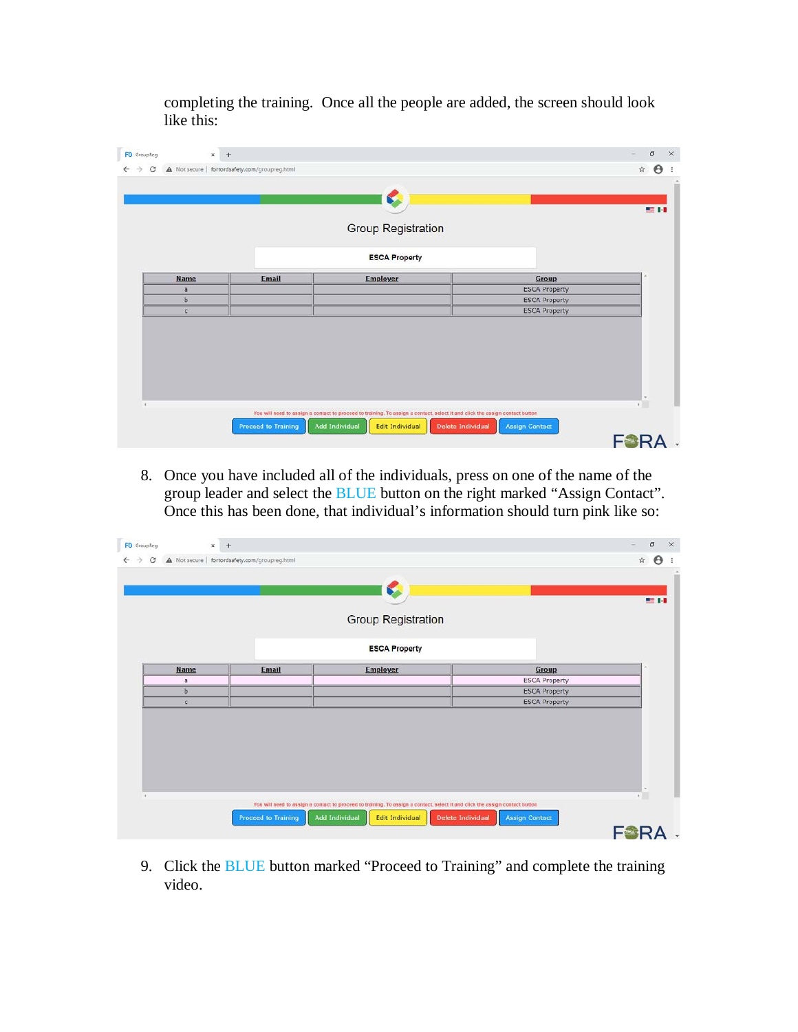completing the training. Once all the people are added, the screen should look like this:

8. Once you have included all of the individuals, press on one of the name of the group leader and select the BLUE button on the right marked “Assign Contact”. Once this has been done, that individual’s information should turn pink like so:

9. Click the BLUE button marked “Proceed to Training” and complete the training video.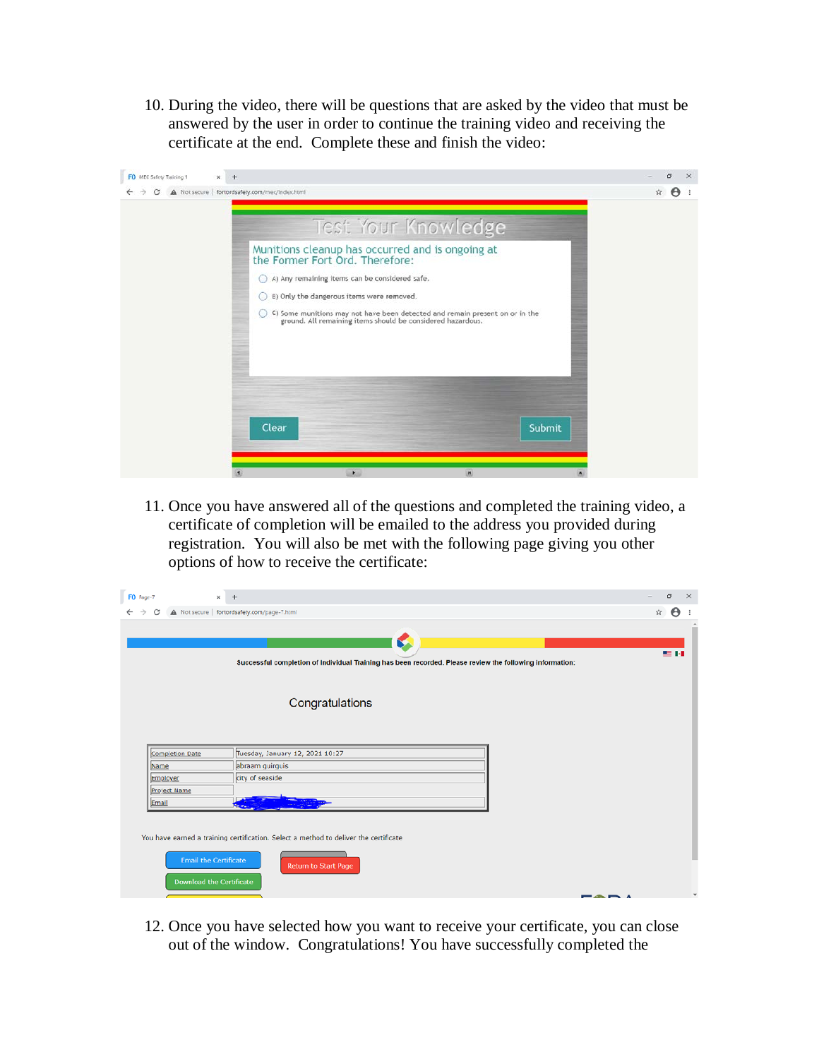10. During the video, there will be questions that are asked by the video that must be answered by the user in order to continue the training video and receiving the certificate at the end. Complete these and finish the video:

11. Once you have answered all of the questions and completed the training video, a certificate of completion will be emailed to the address you provided during registration. You will also be met with the following page giving you other options of how to receive the certificate:

12. Once you have selected how you want to receive your certificate, you can close out of the window. Congratulations! You have successfully completed the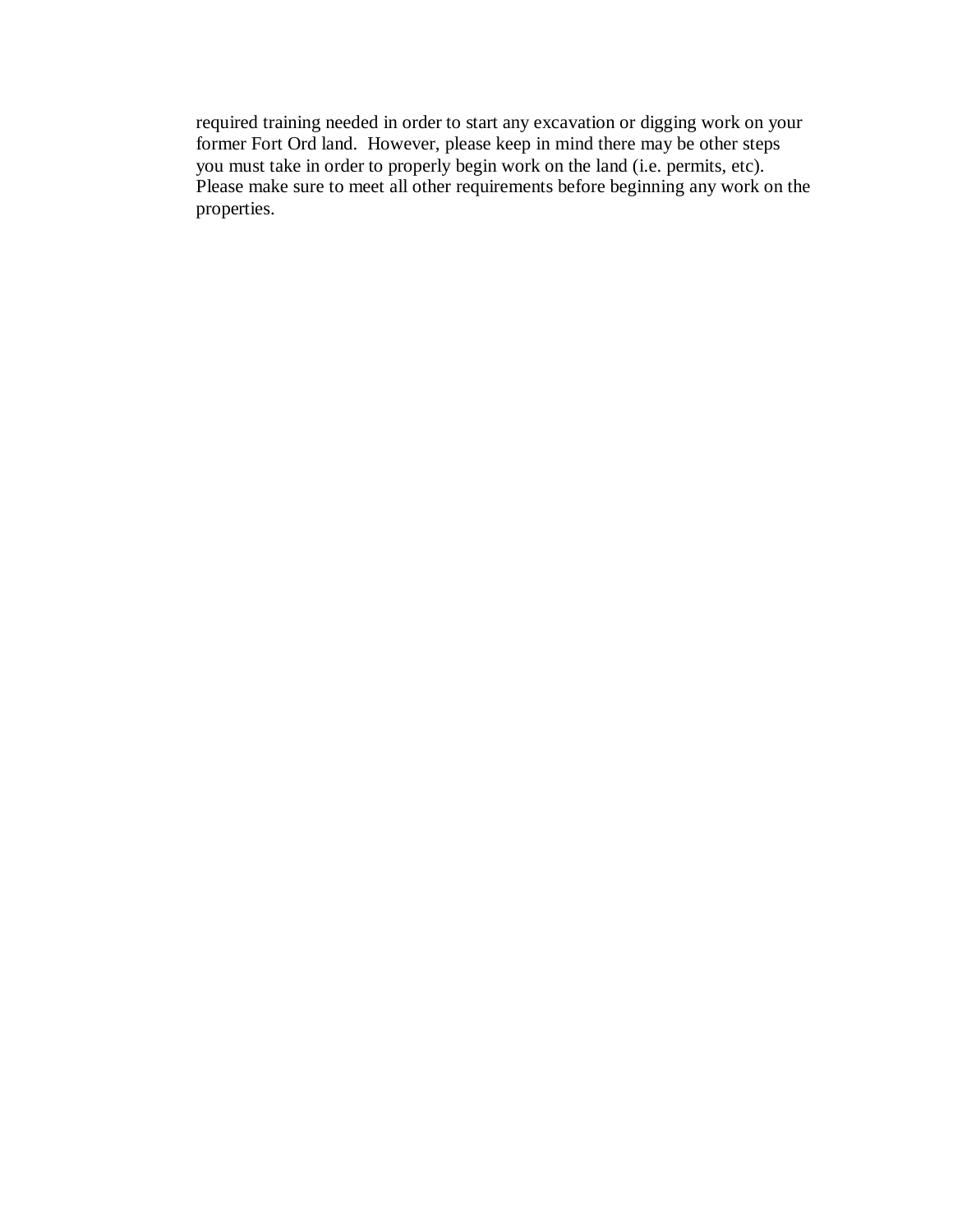required training needed in order to start any excavation or digging work on your former Fort Ord land. However, please keep in mind there may be other steps you must take in order to properly begin work on the land (i.e. permits, etc). Please make sure to meet all other requirements before beginning any work on the properties.